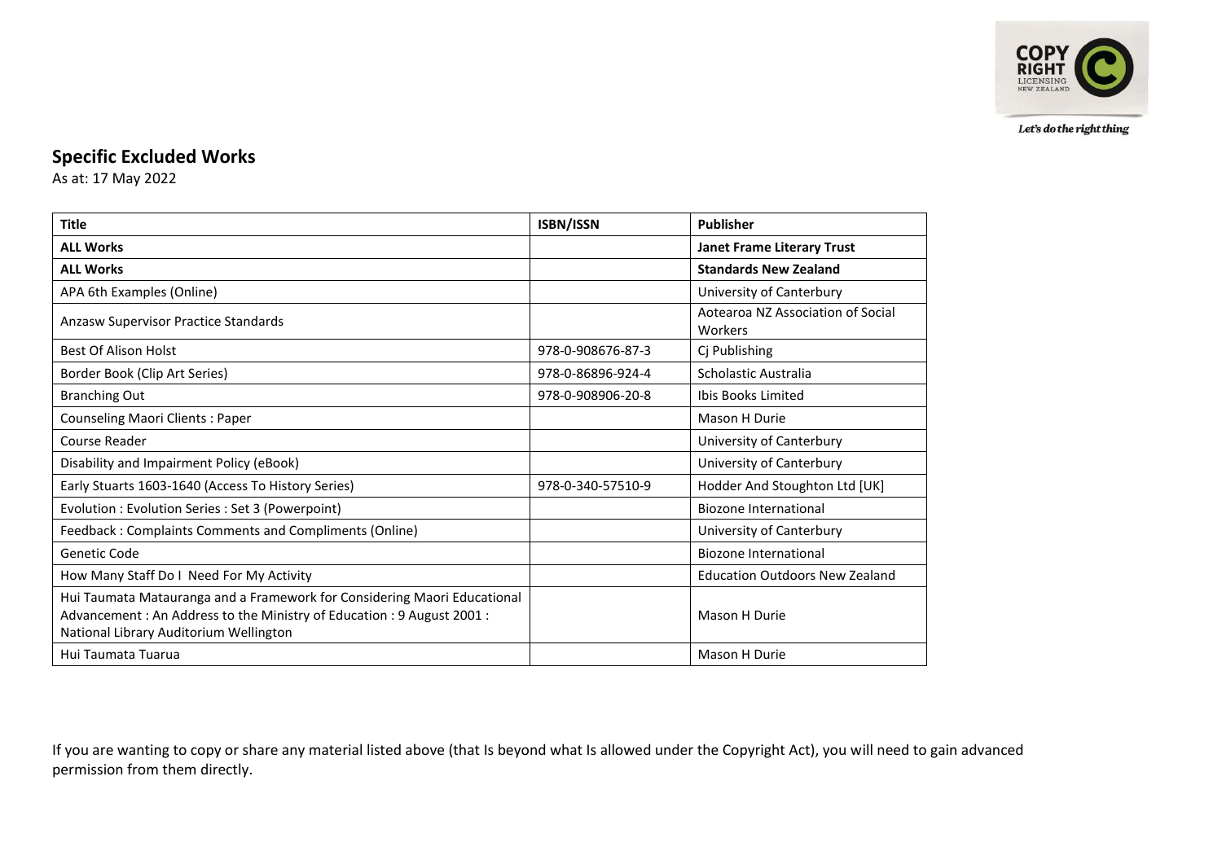## Specific Excluded Works

As at: 17 May 2022

| Title | ISBN/ISSN | Publisher |
|---|---|---|
| **ALL Works** | | **Janet Frame Literary Trust** |
| **ALL Works** | | **Standards New Zealand** |
| APA 6th Examples (Online) | | University of Canterbury |
| Anzasw Supervisor Practice Standards | | Aotearoa NZ Association of Social Workers |
| Best Of Alison Holst | 978-0-908676-87-3 | Cj Publishing |
| Border Book (Clip Art Series) | 978-0-86896-924-4 | Scholastic Australia |
| Branching Out | 978-0-908906-20-8 | Ibis Books Limited |
| Counseling Maori Clients : Paper | | Mason H Durie |
| Course Reader | | University of Canterbury |
| Disability and Impairment Policy (eBook) | | University of Canterbury |
| Early Stuarts 1603-1640 (Access To History Series) | 978-0-340-57510-9 | Hodder And Stoughton Ltd [UK] |
| Evolution : Evolution Series : Set 3 (Powerpoint) | | Biozone International |
| Feedback : Complaints Comments and Compliments (Online) | | University of Canterbury |
| Genetic Code | | Biozone International |
| How Many Staff Do I Need For My Activity | | Education Outdoors New Zealand |
| Hui Taumata Matauranga and a Framework for Considering Maori Educational Advancement : An Address to the Ministry of Education : 9 August 2001 : National Library Auditorium Wellington | | Mason H Durie |
| Hui Taumata Tuarua | | Mason H Durie |

If you are wanting to copy or share any material listed above (that Is beyond what Is allowed under the Copyright Act), you will need to gain advanced permission from them directly.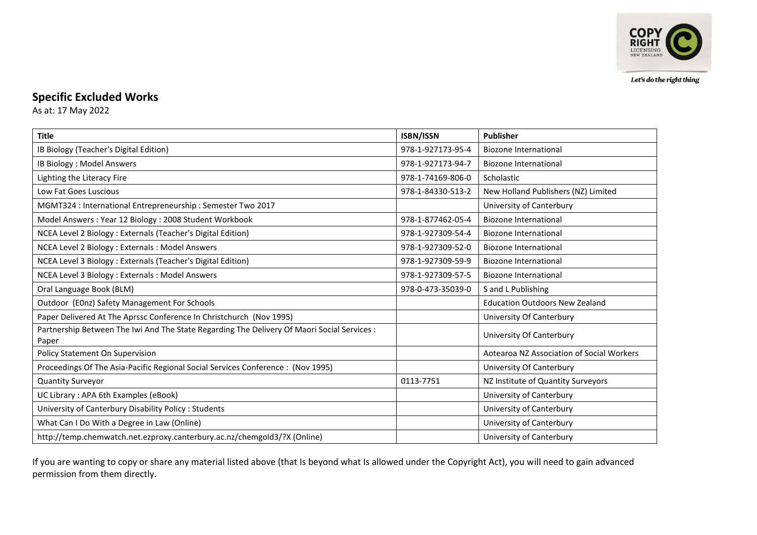## Specific Excluded Works

As at: 17 May 2022

| Title | ISBN/ISSN | Publisher |
|---|---|---|
| IB Biology (Teacher's Digital Edition) | 978-1-927173-95-4 | Biozone International |
| IB Biology : Model Answers | 978-1-927173-94-7 | Biozone International |
| Lighting the Literacy Fire | 978-1-74169-806-0 | Scholastic |
| Low Fat Goes Luscious | 978-1-84330-513-2 | New Holland Publishers (NZ) Limited |
| MGMT324 : International Entrepreneurship : Semester Two 2017 | | University of Canterbury |
| Model Answers : Year 12 Biology : 2008 Student Workbook | 978-1-877462-05-4 | Biozone International |
| NCEA Level 2 Biology : Externals (Teacher's Digital Edition) | 978-1-927309-54-4 | Biozone International |
| NCEA Level 2 Biology : Externals : Model Answers | 978-1-927309-52-0 | Biozone International |
| NCEA Level 3 Biology : Externals (Teacher's Digital Edition) | 978-1-927309-59-9 | Biozone International |
| NCEA Level 3 Biology : Externals : Model Answers | 978-1-927309-57-5 | Biozone International |
| Oral Language Book (BLM) | 978-0-473-35039-0 | S and L Publishing |
| Outdoor (E0nz) Safety Management For Schools | | Education Outdoors New Zealand |
| Paper Delivered At The Aprssc Conference In Christchurch (Nov 1995) | | University Of Canterbury |
| Partnership Between The Iwi And The State Regarding The Delivery Of Maori Social Services : Paper | | University Of Canterbury |
| Policy Statement On Supervision | | Aotearoa NZ Association of Social Workers |
| Proceedings Of The Asia-Pacific Regional Social Services Conference : (Nov 1995) | | University Of Canterbury |
| Quantity Surveyor | 0113-7751 | NZ Institute of Quantity Surveyors |
| UC Library : APA 6th Examples (eBook) | | University of Canterbury |
| University of Canterbury Disability Policy : Students | | University of Canterbury |
| What Can I Do With a Degree in Law (Online) | | University of Canterbury |
| http://temp.chemwatch.net.ezproxy.canterbury.ac.nz/chemgold3/?X (Online) | | University of Canterbury |

If you are wanting to copy or share any material listed above (that Is beyond what Is allowed under the Copyright Act), you will need to gain advanced permission from them directly.